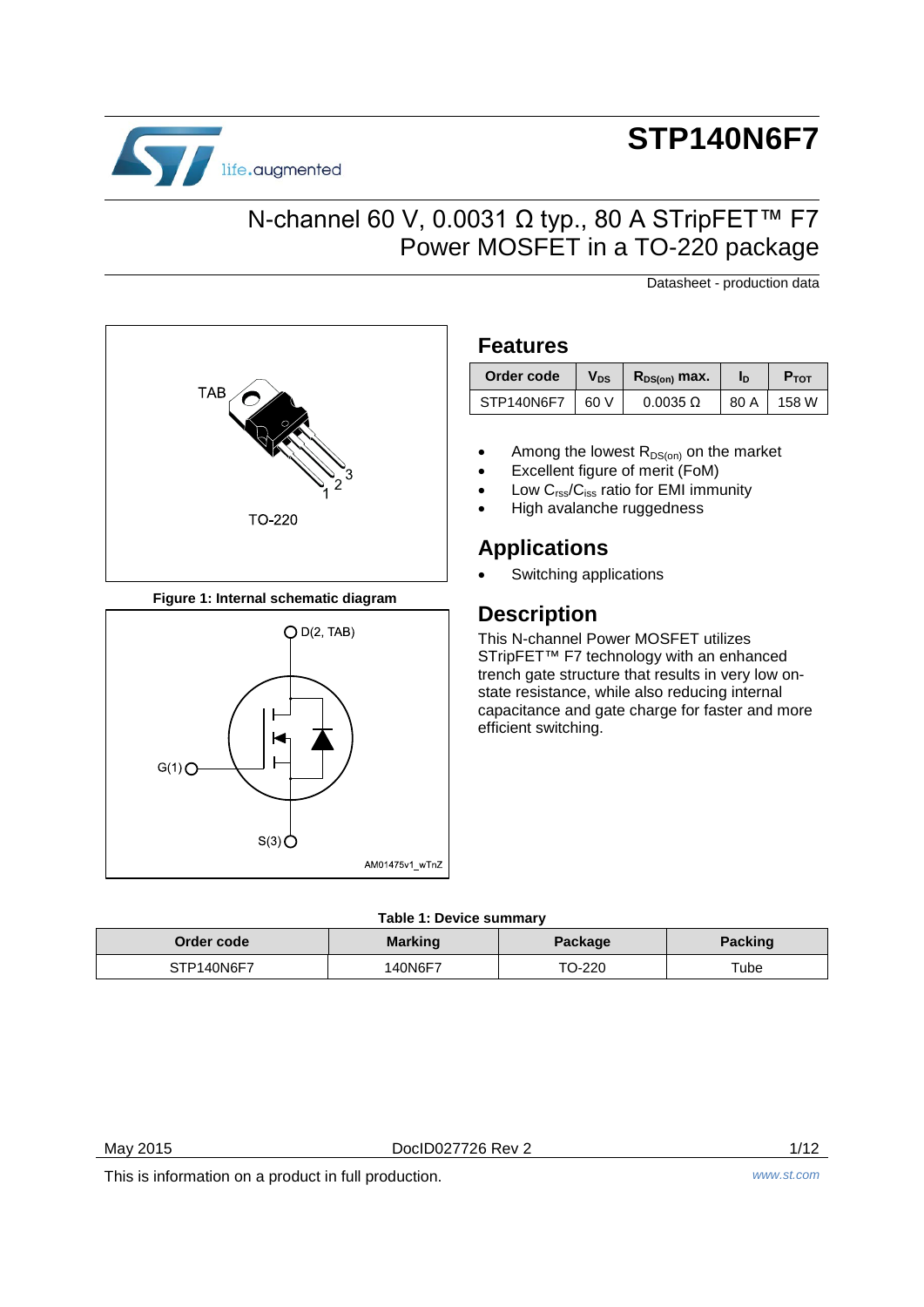# STP140N6F7

## N-channel 60 V, 0.0031 Ω typ., 80 A STripFET™ F7 Power MOSFET in a TO-220 package

Datasheet - production data

TAB

TO-220

**Figure 1: Internal schematic diagram**

## Features

| Order code | $V_{DS}$ | $R_{DS(on)}$ max. | $I_D$ | $P_{TOT}$ |
|---|---|---|---|---|
| STP140N6F7 | 60 V | 0.0035 Ω | 80 A | 158 W |

- Among the lowest $R_{DS(on)}$ on the market
- Excellent figure of merit (FoM)
- Low $C_{rss}/C_{iss}$ ratio for EMI immunity
- High avalanche ruggedness

## Applications

- Switching applications

## Description

This N-channel Power MOSFET utilizes STripFET™ F7 technology with an enhanced trench gate structure that results in very low on-state resistance, while also reducing internal capacitance and gate charge for faster and more efficient switching.

**Table 1: Device summary**

| Order code | Marking | Package | Packing |
|---|---|---|---|
| STP140N6F7 | 140N6F7 | TO-220 | Tube |

May 2015 DocID027726 Rev 2

This is information on a product in full production.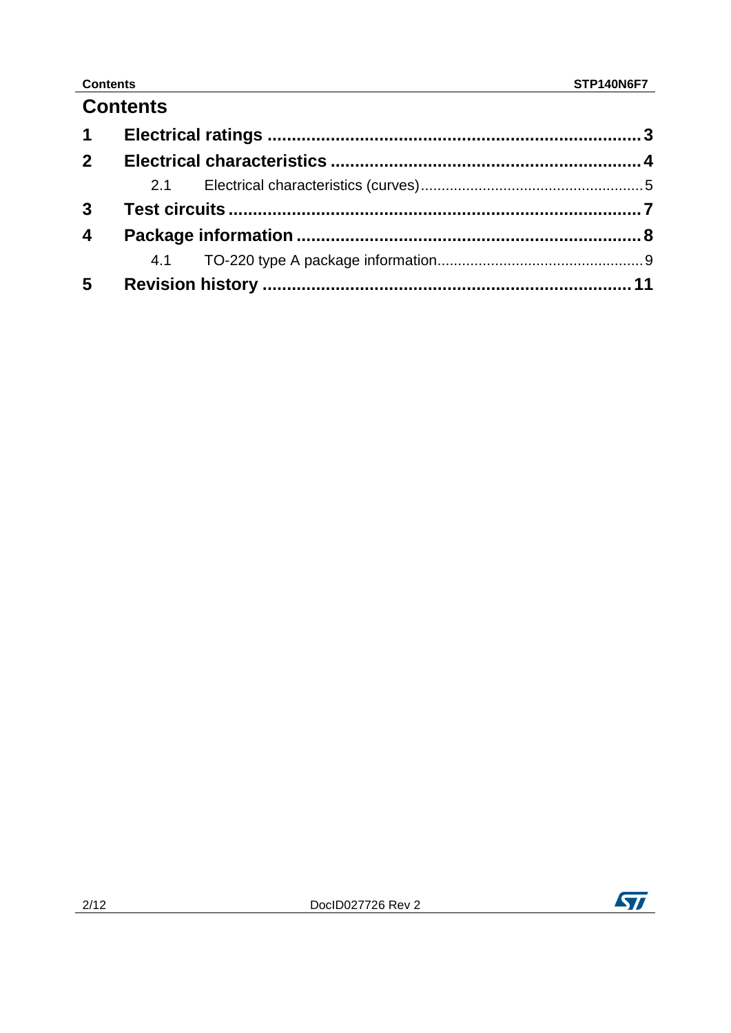# Contents

1 **Electrical ratings** .......................................................................... 3

2 **Electrical characteristics** ............................................................. 4

  2.1 Electrical characteristics (curves) ..................................................... 5

3 **Test circuits** .................................................................................. 7

4 **Package information** ..................................................................... 8

  4.1 TO-220 type A package information................................................. 9

5 **Revision history** .......................................................................... 11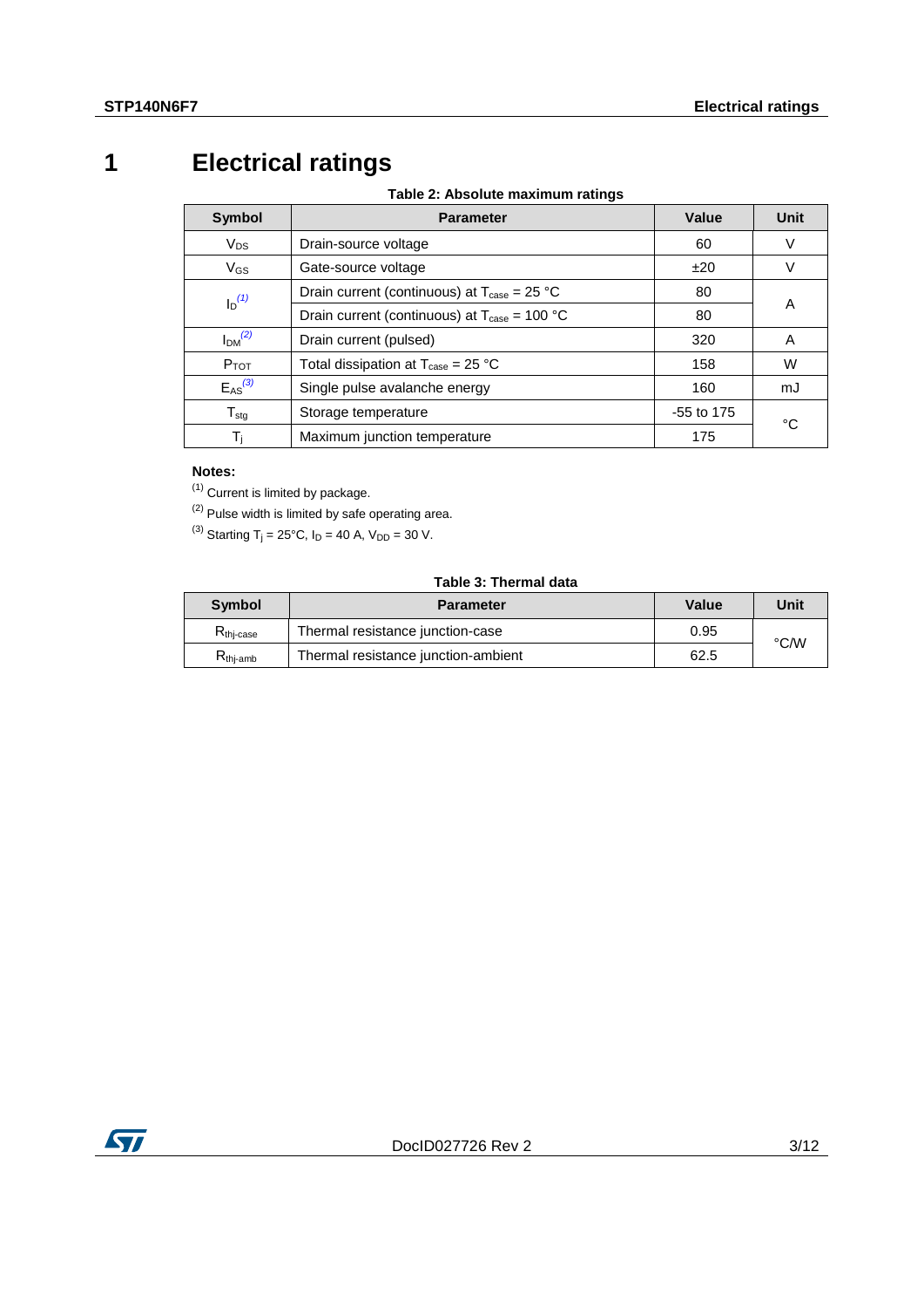# 1 Electrical ratings

**Table 2: Absolute maximum ratings**

| Symbol | Parameter | Value | Unit |
|---|---|---|---|
| $V_{DS}$ | Drain-source voltage | 60 | V |
| $V_{GS}$ | Gate-source voltage | ±20 | V |
| $I_D$ [(1)] | Drain current (continuous) at $T_{case}$ = 25 °C | 80 | A |
| | Drain current (continuous) at $T_{case}$ = 100 °C | 80 | |
| $I_{DM}$ [(2)] | Drain current (pulsed) | 320 | A |
| $P_{TOT}$ | Total dissipation at $T_{case}$ = 25 °C | 158 | W |
| $E_{AS}$ [(3)] | Single pulse avalanche energy | 160 | mJ |
| $T_{stg}$ | Storage temperature | -55 to 175 | °C |
| $T_j$ | Maximum junction temperature | 175 | |

**Notes:**

(1) Current is limited by package.

(2) Pulse width is limited by safe operating area.

(3) Starting $T_j$ = 25°C, $I_D$ = 40 A, $V_{DD}$ = 30 V.

**Table 3: Thermal data**

| Symbol | Parameter | Value | Unit |
|---|---|---|---|
| $R_{thj-case}$ | Thermal resistance junction-case | 0.95 | °C/W |
| $R_{thj-amb}$ | Thermal resistance junction-ambient | 62.5 | |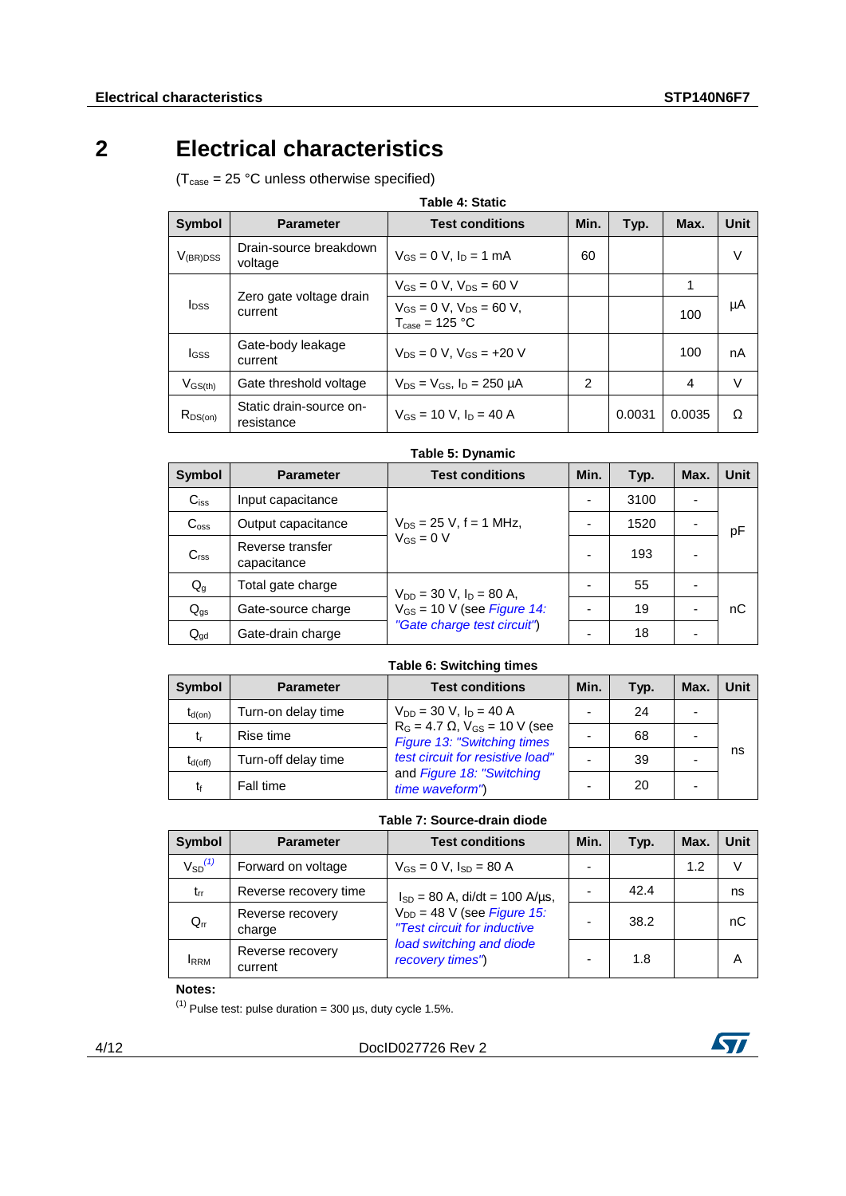# 2 Electrical characteristics

($T_{case}$ = 25 °C unless otherwise specified)

**Table 4: Static**

| Symbol | Parameter | Test conditions | Min. | Typ. | Max. | Unit |
|---|---|---|---|---|---|---|
| $V_{(BR)DSS}$ | Drain-source breakdown voltage | $V_{GS}$ = 0 V, $I_D$ = 1 mA | 60 | | | V |
| $I_{DSS}$ | Zero gate voltage drain current | $V_{GS}$ = 0 V, $V_{DS}$ = 60 V | | | 1 | µA |
| | | $V_{GS}$ = 0 V, $V_{DS}$ = 60 V, $T_{case}$ = 125 °C | | | 100 | |
| $I_{GSS}$ | Gate-body leakage current | $V_{DS}$ = 0 V, $V_{GS}$ = +20 V | | | 100 | nA |
| $V_{GS(th)}$ | Gate threshold voltage | $V_{DS}$ = $V_{GS}$, $I_D$ = 250 µA | 2 | | 4 | V |
| $R_{DS(on)}$ | Static drain-source on-resistance | $V_{GS}$ = 10 V, $I_D$ = 40 A | | 0.0031 | 0.0035 | Ω |

**Table 5: Dynamic**

| Symbol | Parameter | Test conditions | Min. | Typ. | Max. | Unit |
|---|---|---|---|---|---|---|
| $C_{iss}$ | Input capacitance | $V_{DS}$ = 25 V, f = 1 MHz, $V_{GS}$ = 0 V | - | 3100 | - | pF |
| $C_{oss}$ | Output capacitance | | - | 1520 | - | |
| $C_{rss}$ | Reverse transfer capacitance | | - | 193 | - | |
| $Q_g$ | Total gate charge | $V_{DD}$ = 30 V, $I_D$ = 80 A, $V_{GS}$ = 10 V (see Figure 14: "Gate charge test circuit") | - | 55 | - | nC |
| $Q_{gs}$ | Gate-source charge | | - | 19 | - | |
| $Q_{gd}$ | Gate-drain charge | | - | 18 | - | |

**Table 6: Switching times**

| Symbol | Parameter | Test conditions | Min. | Typ. | Max. | Unit |
|---|---|---|---|---|---|---|
| $t_{d(on)}$ | Turn-on delay time | $V_{DD}$ = 30 V, $I_D$ = 40 A $R_G$ = 4.7 Ω, $V_{GS}$ = 10 V (see Figure 13: "Switching times test circuit for resistive load" and Figure 18: "Switching time waveform") | - | 24 | - | ns |
| $t_r$ | Rise time | | - | 68 | - | |
| $t_{d(off)}$ | Turn-off delay time | | - | 39 | - | |
| $t_f$ | Fall time | | - | 20 | - | |

**Table 7: Source-drain diode**

| Symbol | Parameter | Test conditions | Min. | Typ. | Max. | Unit |
|---|---|---|---|---|---|---|
| $V_{SD}$ [(1)] | Forward on voltage | $V_{GS}$ = 0 V, $I_{SD}$ = 80 A | - | | 1.2 | V |
| $t_{rr}$ | Reverse recovery time | $I_{SD}$ = 80 A, di/dt = 100 A/µs, $V_{DD}$ = 48 V (see Figure 15: "Test circuit for inductive load switching and diode recovery times") | - | 42.4 | | ns |
| $Q_{rr}$ | Reverse recovery charge | | - | 38.2 | | nC |
| $I_{RRM}$ | Reverse recovery current | | - | 1.8 | | A |

**Notes:**

(1) Pulse test: pulse duration = 300 µs, duty cycle 1.5%.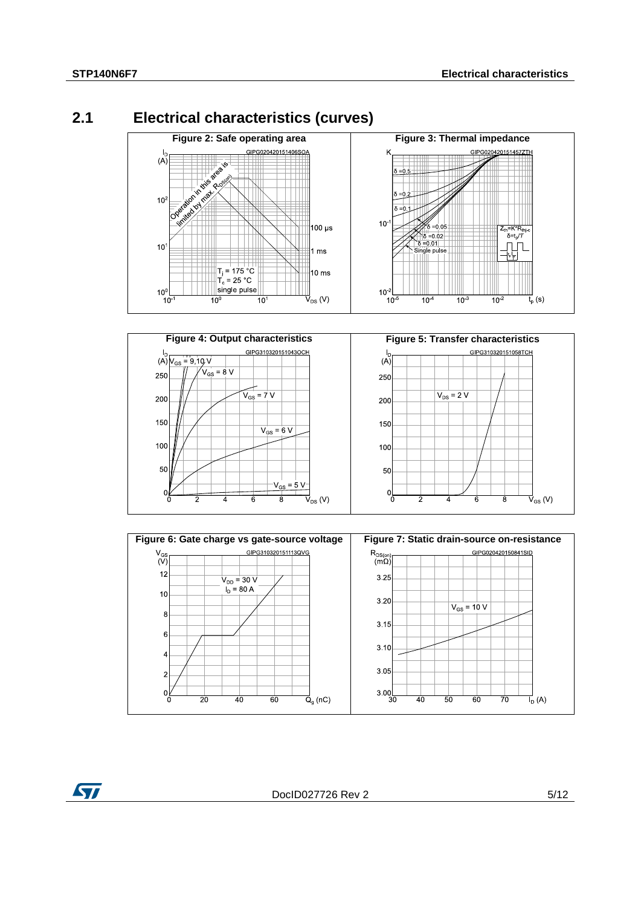## 2.1 Electrical characteristics (curves)

**Figure 2: Safe operating area**

**Figure 3: Thermal impedance**

**Figure 4: Output characteristics**

**Figure 5: Transfer characteristics**

**Figure 6: Gate charge vs gate-source voltage**

**Figure 7: Static drain-source on-resistance**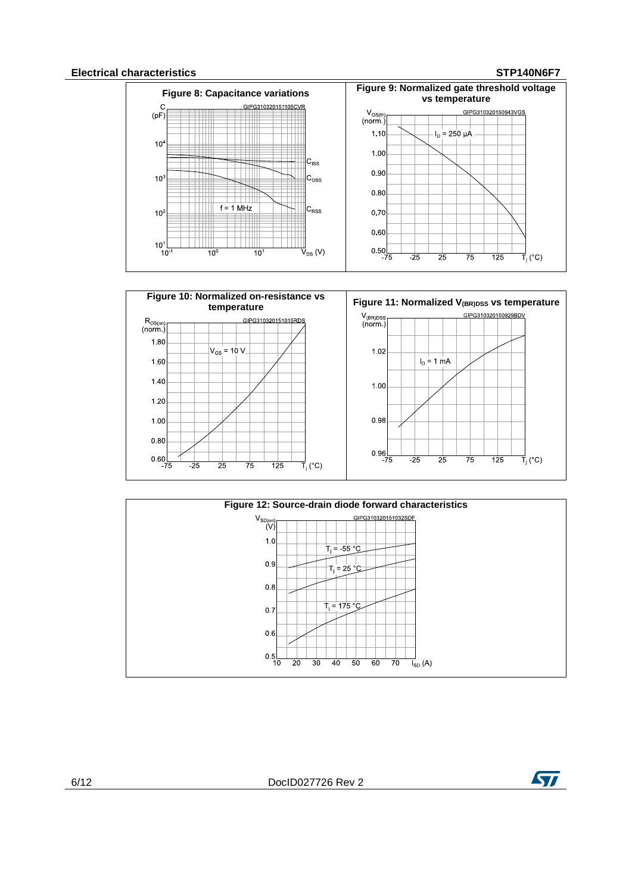Figure 8: Capacitance variations

Figure 9: Normalized gate threshold voltage vs temperature

Figure 10: Normalized on-resistance vs temperature

Figure 11: Normalized $V_{(BR)DSS}$ vs temperature

Figure 12: Source-drain diode forward characteristics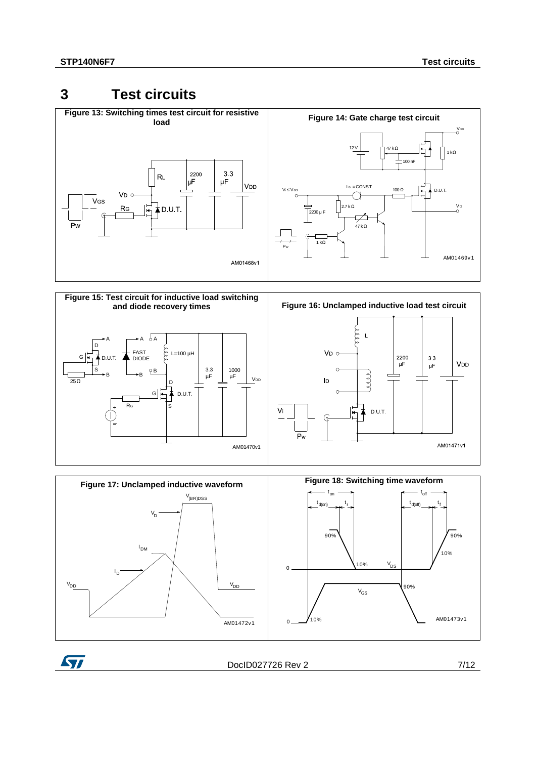# 3 Test circuits

**Figure 13: Switching times test circuit for resistive load**

**Figure 14: Gate charge test circuit**

**Figure 15: Test circuit for inductive load switching and diode recovery times**

**Figure 16: Unclamped inductive load test circuit**

**Figure 17: Unclamped inductive waveform**

**Figure 18: Switching time waveform**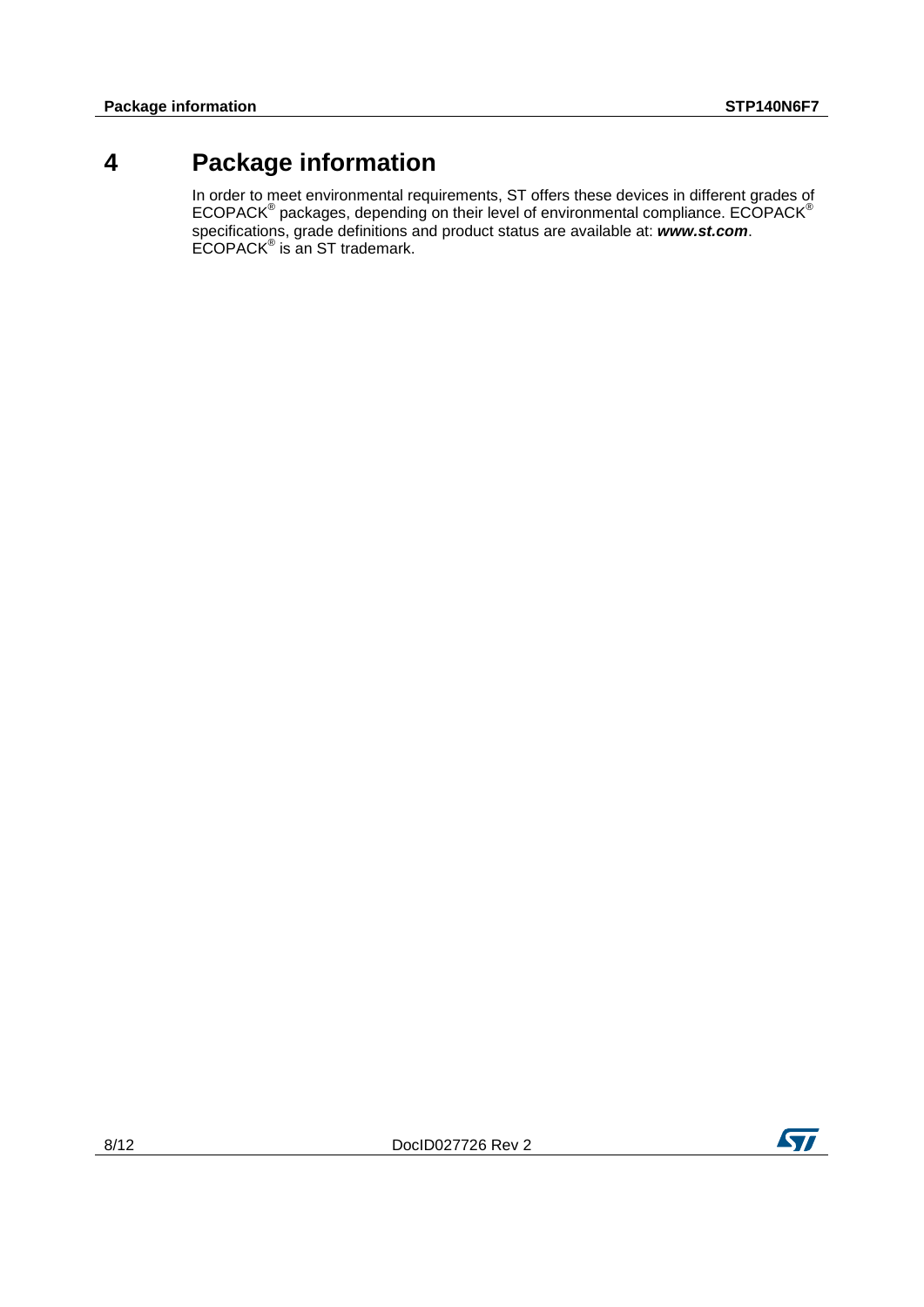# 4 Package information

In order to meet environmental requirements, ST offers these devices in different grades of ECOPACK® packages, depending on their level of environmental compliance. ECOPACK® specifications, grade definitions and product status are available at: ***www.st.com***. ECOPACK® is an ST trademark.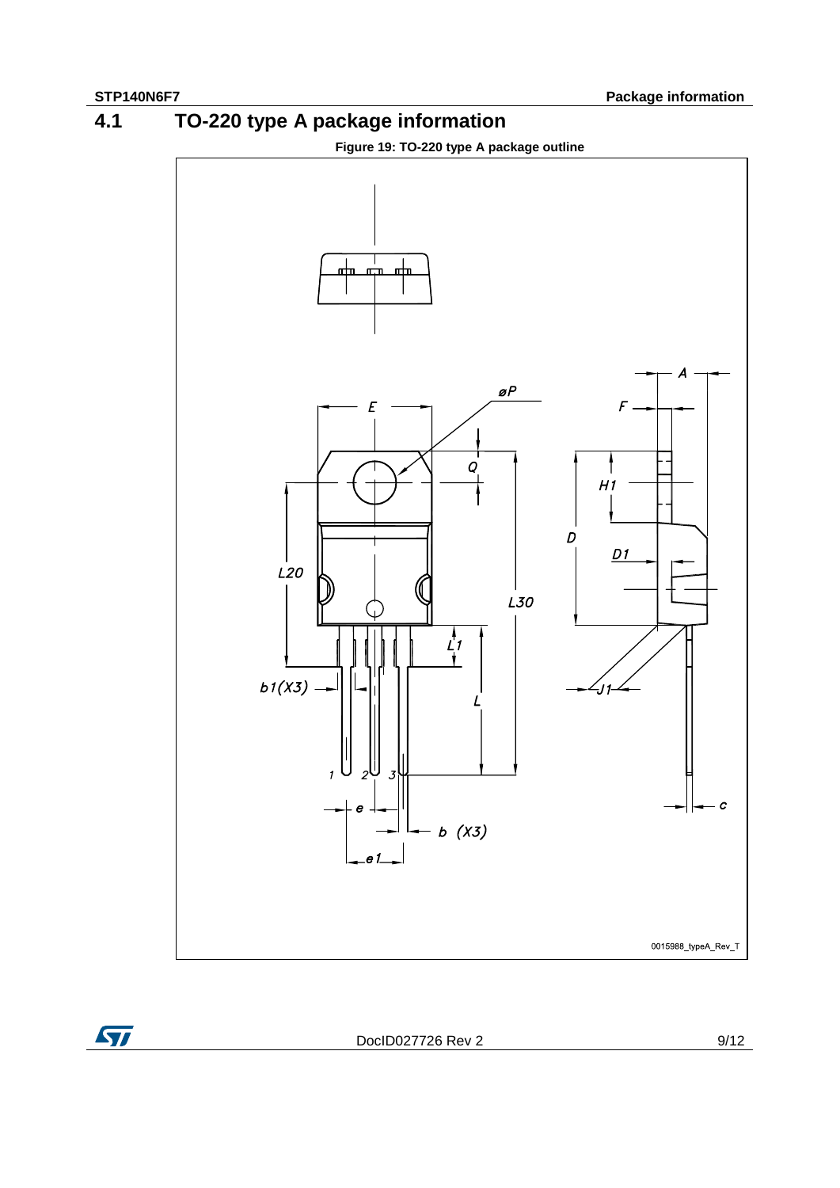## 4.1 TO-220 type A package information

Figure 19: TO-220 type A package outline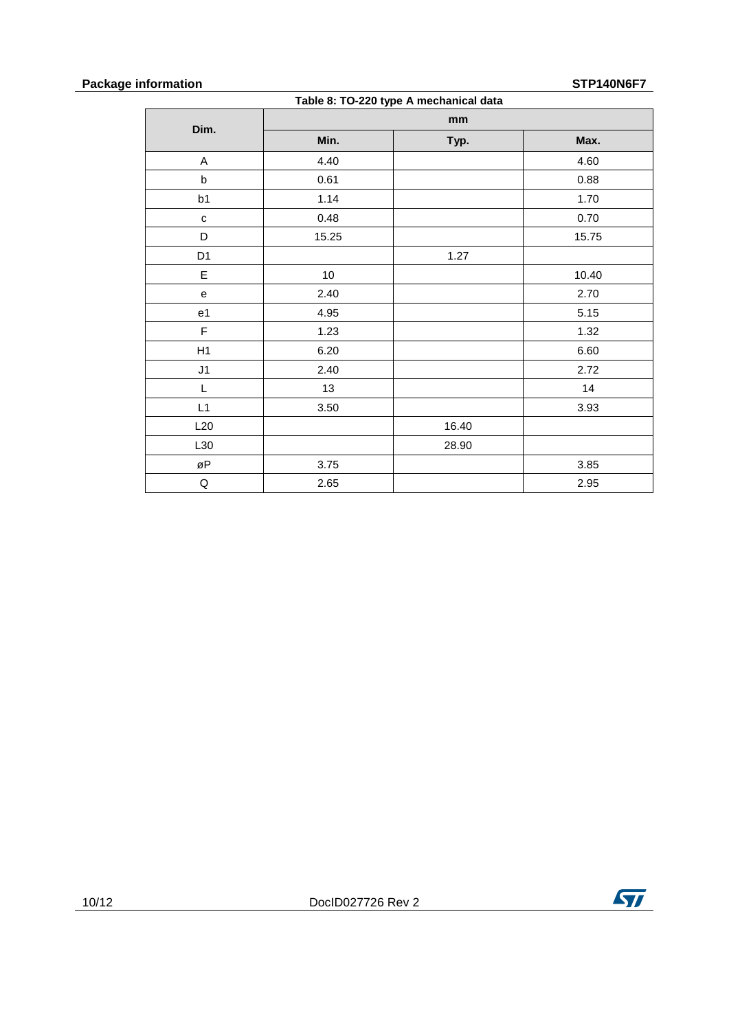Table 8: TO-220 type A mechanical data

| Dim. | mm | | |
|---|---|---|---|
| | Min. | Typ. | Max. |
| A | 4.40 | | 4.60 |
| b | 0.61 | | 0.88 |
| b1 | 1.14 | | 1.70 |
| c | 0.48 | | 0.70 |
| D | 15.25 | | 15.75 |
| D1 | | 1.27 | |
| E | 10 | | 10.40 |
| e | 2.40 | | 2.70 |
| e1 | 4.95 | | 5.15 |
| F | 1.23 | | 1.32 |
| H1 | 6.20 | | 6.60 |
| J1 | 2.40 | | 2.72 |
| L | 13 | | 14 |
| L1 | 3.50 | | 3.93 |
| L20 | | 16.40 | |
| L30 | | 28.90 | |
| øP | 3.75 | | 3.85 |
| Q | 2.65 | | 2.95 |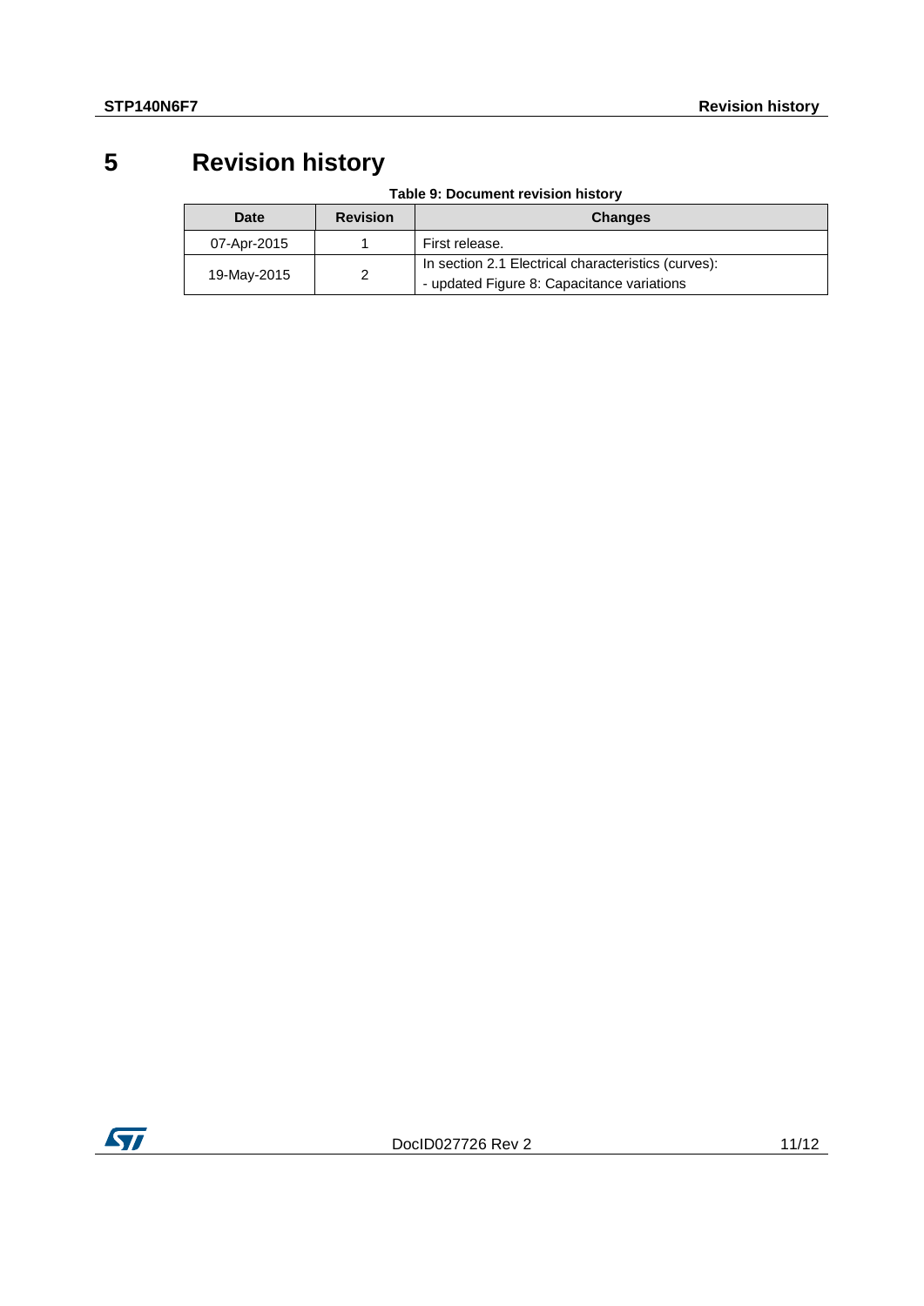# 5 Revision history

**Table 9: Document revision history**

| Date | Revision | Changes |
|---|---|---|
| 07-Apr-2015 | 1 | First release. |
| 19-May-2015 | 2 | In section 2.1 Electrical characteristics (curves):<br>- updated Figure 8: Capacitance variations |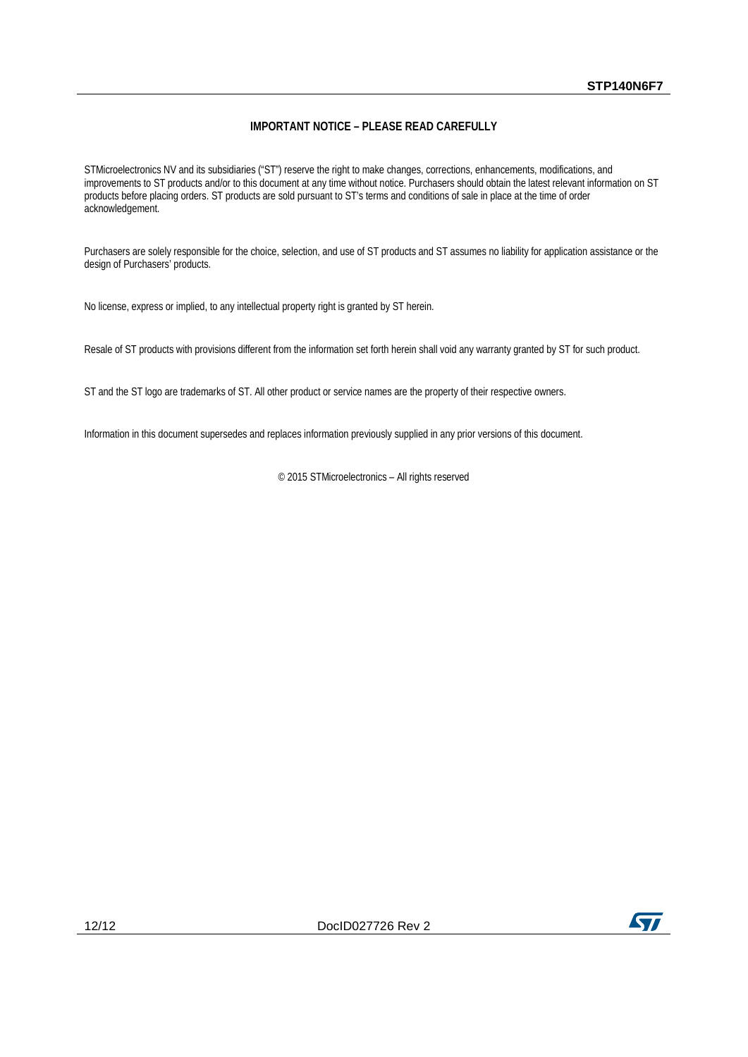## IMPORTANT NOTICE – PLEASE READ CAREFULLY

STMicroelectronics NV and its subsidiaries ("ST") reserve the right to make changes, corrections, enhancements, modifications, and improvements to ST products and/or to this document at any time without notice. Purchasers should obtain the latest relevant information on ST products before placing orders. ST products are sold pursuant to ST's terms and conditions of sale in place at the time of order acknowledgement.

Purchasers are solely responsible for the choice, selection, and use of ST products and ST assumes no liability for application assistance or the design of Purchasers' products.

No license, express or implied, to any intellectual property right is granted by ST herein.

Resale of ST products with provisions different from the information set forth herein shall void any warranty granted by ST for such product.

ST and the ST logo are trademarks of ST. All other product or service names are the property of their respective owners.

Information in this document supersedes and replaces information previously supplied in any prior versions of this document.

© 2015 STMicroelectronics – All rights reserved